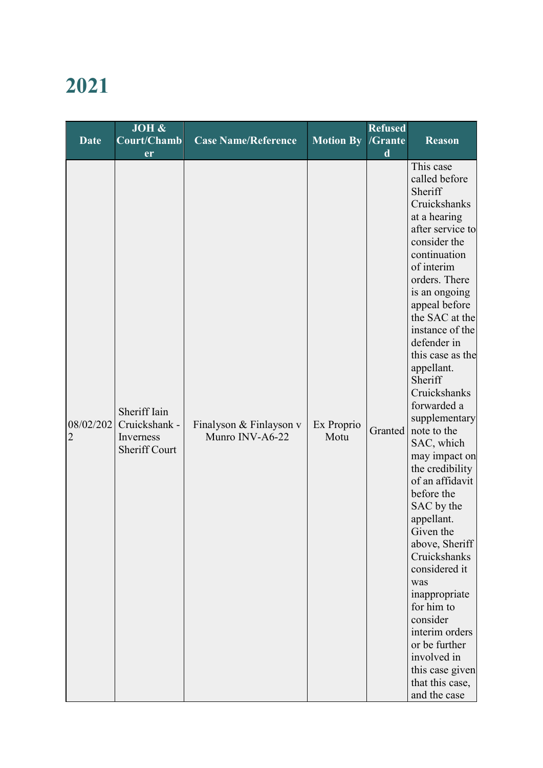# 2021

| Date | JOH & Court/Chamber | Case Name/Reference | Motion By | Refused /Granted | Reason |
|---|---|---|---|---|---|
| 08/02/2022 | Sheriff Iain Cruickshank - Inverness Sheriff Court | Finalyson & Finlayson v Munro INV-A6-22 | Ex Proprio Motu | Granted | This case called before Sheriff Cruickshanks at a hearing after service to consider the continuation of interim orders. There is an ongoing appeal before the SAC at the instance of the defender in this case as the appellant. Sheriff Cruickshanks forwarded a supplementary note to the SAC, which may impact on the credibility of an affidavit before the SAC by the appellant. Given the above, Sheriff Cruickshanks considered it was inappropriate for him to consider interim orders or be further involved in this case given that this case, and the case |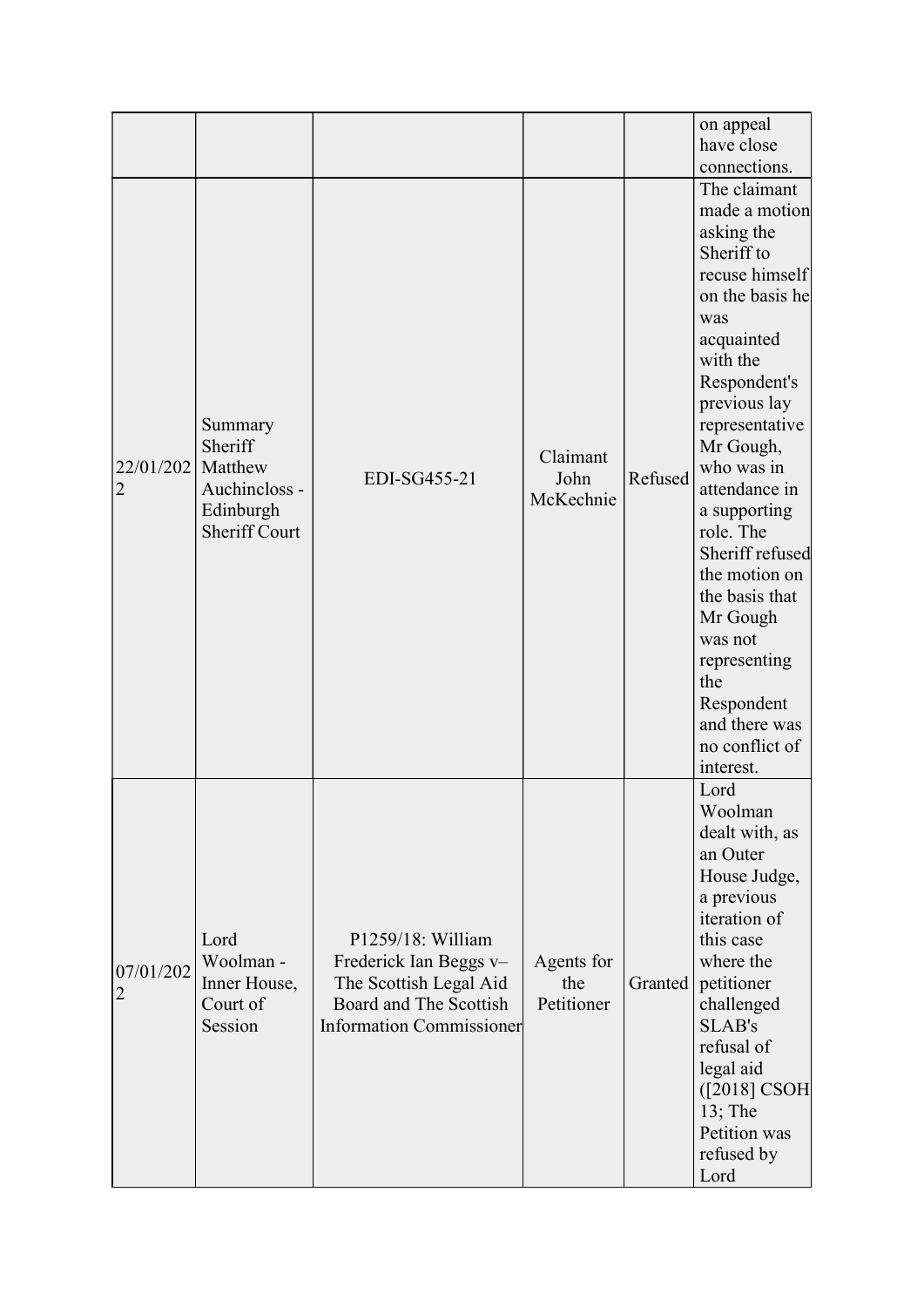| | | | | | on appeal have close connections. |
|---|---|---|---|---|---|
| 22/01/2022 | Summary Sheriff Matthew Auchincloss - Edinburgh Sheriff Court | EDI-SG455-21 | Claimant John McKechnie | Refused | The claimant made a motion asking the Sheriff to recuse himself on the basis he was acquainted with the Respondent's previous lay representative Mr Gough, who was in attendance in a supporting role. The Sheriff refused the motion on the basis that Mr Gough was not representing the Respondent and there was no conflict of interest. |
| 07/01/2022 | Lord Woolman - Inner House, Court of Session | P1259/18: William Frederick Ian Beggs v– The Scottish Legal Aid Board and The Scottish Information Commissioner | Agents for the Petitioner | Granted | Lord Woolman dealt with, as an Outer House Judge, a previous iteration of this case where the petitioner challenged SLAB's refusal of legal aid ([2018] CSOH 13; The Petition was refused by Lord |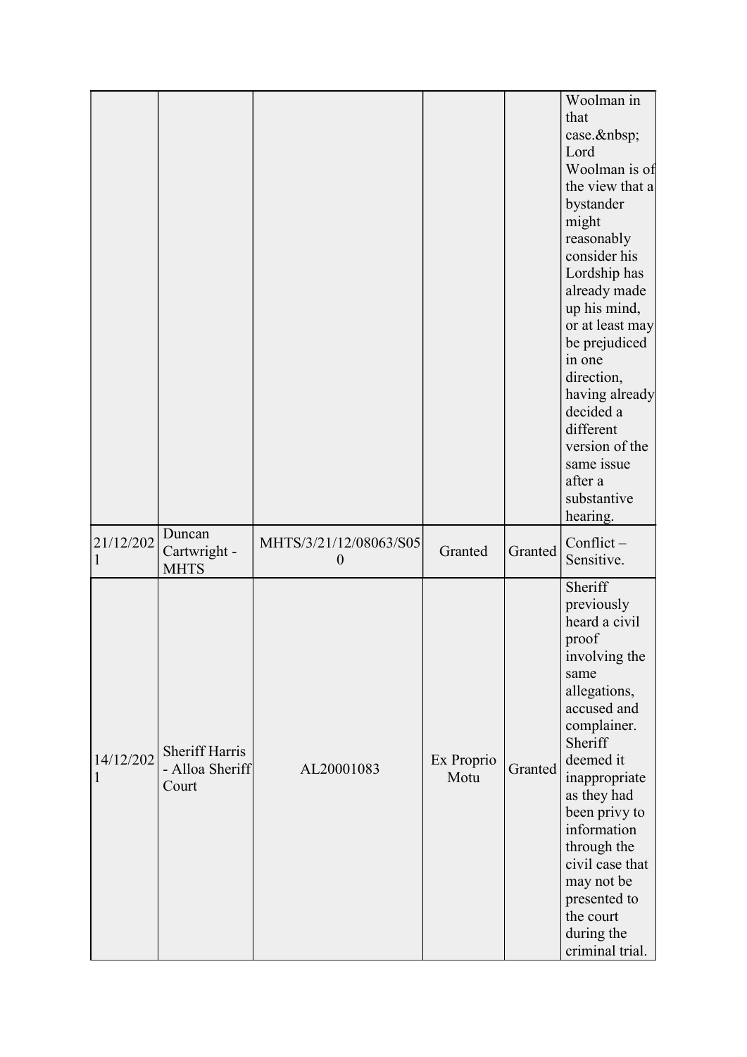| | | | | | |
|---|---|---|---|---|---|
| | | | | | Woolman in that case.&nbsp; Lord Woolman is of the view that a bystander might reasonably consider his Lordship has already made up his mind, or at least may be prejudiced in one direction, having already decided a different version of the same issue after a substantive hearing. |
| 21/12/2021 | Duncan Cartwright - MHTS | MHTS/3/21/12/08063/S050 | Granted | Granted | Conflict – Sensitive. |
| 14/12/2021 | Sheriff Harris - Alloa Sheriff Court | AL20001083 | Ex Proprio Motu | Granted | Sheriff previously heard a civil proof involving the same allegations, accused and complainer. Sheriff deemed it inappropriate as they had been privy to information through the civil case that may not be presented to the court during the criminal trial. |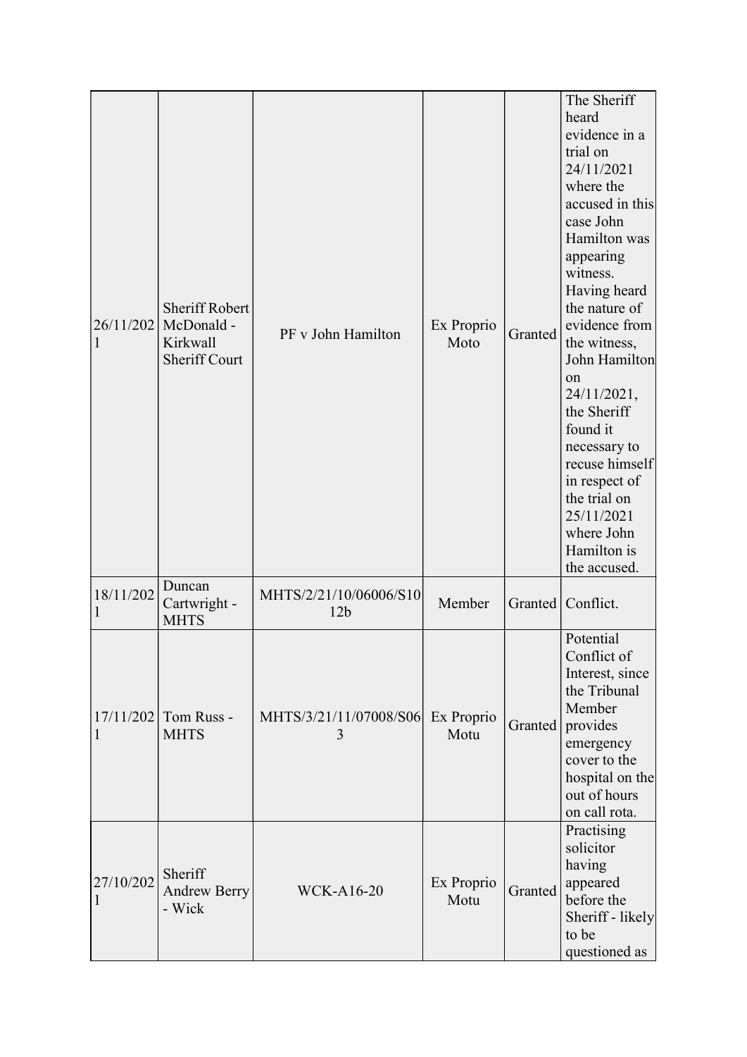| 26/11/2021 | Sheriff Robert McDonald - Kirkwall Sheriff Court | PF v John Hamilton | Ex Proprio Moto | Granted | The Sheriff heard evidence in a trial on 24/11/2021 where the accused in this case John Hamilton was appearing witness. Having heard the nature of evidence from the witness, John Hamilton on 24/11/2021, the Sheriff found it necessary to recuse himself in respect of the trial on 25/11/2021 where John Hamilton is the accused. |
|---|---|---|---|---|---|
| 18/11/2021 | Duncan Cartwright - MHTS | MHTS/2/21/10/06006/S1012b | Member | Granted | Conflict. |
| 17/11/2021 | Tom Russ - MHTS | MHTS/3/21/11/07008/S063 | Ex Proprio Motu | Granted | Potential Conflict of Interest, since the Tribunal Member provides emergency cover to the hospital on the out of hours on call rota. |
| 27/10/2021 | Sheriff Andrew Berry - Wick | WCK-A16-20 | Ex Proprio Motu | Granted | Practising solicitor having appeared before the Sheriff - likely to be questioned as |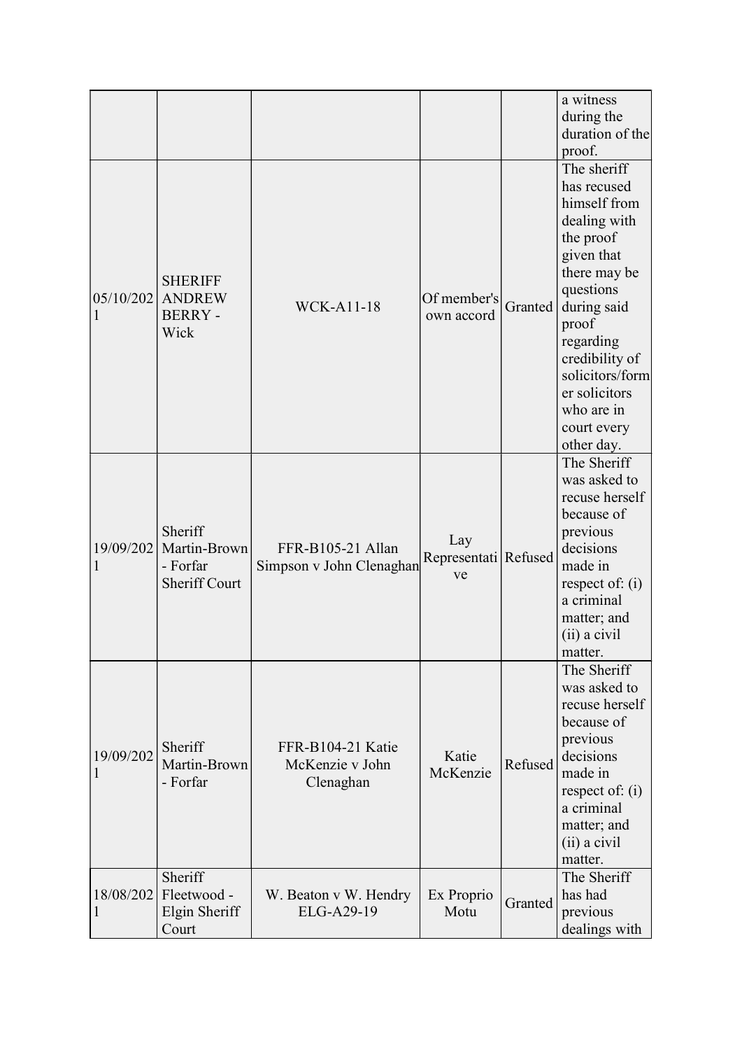| | | | | | |
|---|---|---|---|---|---|
| | | | | | a witness during the duration of the proof. |
| 05/10/2021 | SHERIFF ANDREW BERRY - Wick | WCK-A11-18 | Of member's own accord | Granted | The sheriff has recused himself from dealing with the proof given that there may be questions during said proof regarding credibility of solicitors/former solicitors who are in court every other day. |
| 19/09/2021 | Sheriff Martin-Brown - Forfar Sheriff Court | FFR-B105-21 Allan Simpson v John Clenaghan | Lay Representative | Refused | The Sheriff was asked to recuse herself because of previous decisions made in respect of: (i) a criminal matter; and (ii) a civil matter. |
| 19/09/2021 | Sheriff Martin-Brown - Forfar | FFR-B104-21 Katie McKenzie v John Clenaghan | Katie McKenzie | Refused | The Sheriff was asked to recuse herself because of previous decisions made in respect of: (i) a criminal matter; and (ii) a civil matter. |
| 18/08/2021 | Sheriff Fleetwood - Elgin Sheriff Court | W. Beaton v W. Hendry ELG-A29-19 | Ex Proprio Motu | Granted | The Sheriff has had previous dealings with |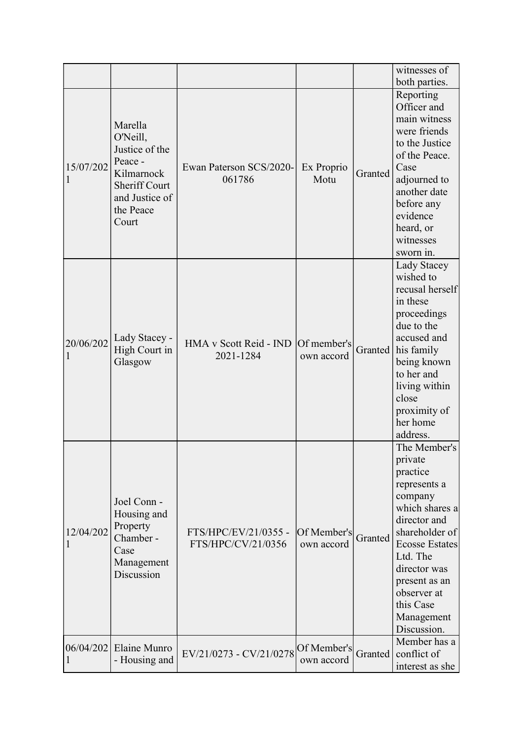|  |  |  |  |  |  |
|---|---|---|---|---|---|
|  |  |  |  |  | witnesses of both parties. |
| 15/07/2021 | Marella O'Neill, Justice of the Peace - Kilmarnock Sheriff Court and Justice of the Peace Court | Ewan Paterson SCS/2020-061786 | Ex Proprio Motu | Granted | Reporting Officer and main witness were friends to the Justice of the Peace. Case adjourned to another date before any evidence heard, or witnesses sworn in. |
| 20/06/2021 | Lady Stacey - High Court in Glasgow | HMA v Scott Reid - IND 2021-1284 | Of member's own accord | Granted | Lady Stacey wished to recusal herself in these proceedings due to the accused and his family being known to her and living within close proximity of her home address. |
| 12/04/2021 | Joel Conn - Housing and Property Chamber - Case Management Discussion | FTS/HPC/EV/21/0355 - FTS/HPC/CV/21/0356 | Of Member's own accord | Granted | The Member's private practice represents a company which shares a director and shareholder of Ecosse Estates Ltd. The director was present as an observer at this Case Management Discussion. |
| 06/04/2021 | Elaine Munro - Housing and | EV/21/0273 - CV/21/0278 | Of Member's own accord | Granted | Member has a conflict of interest as she |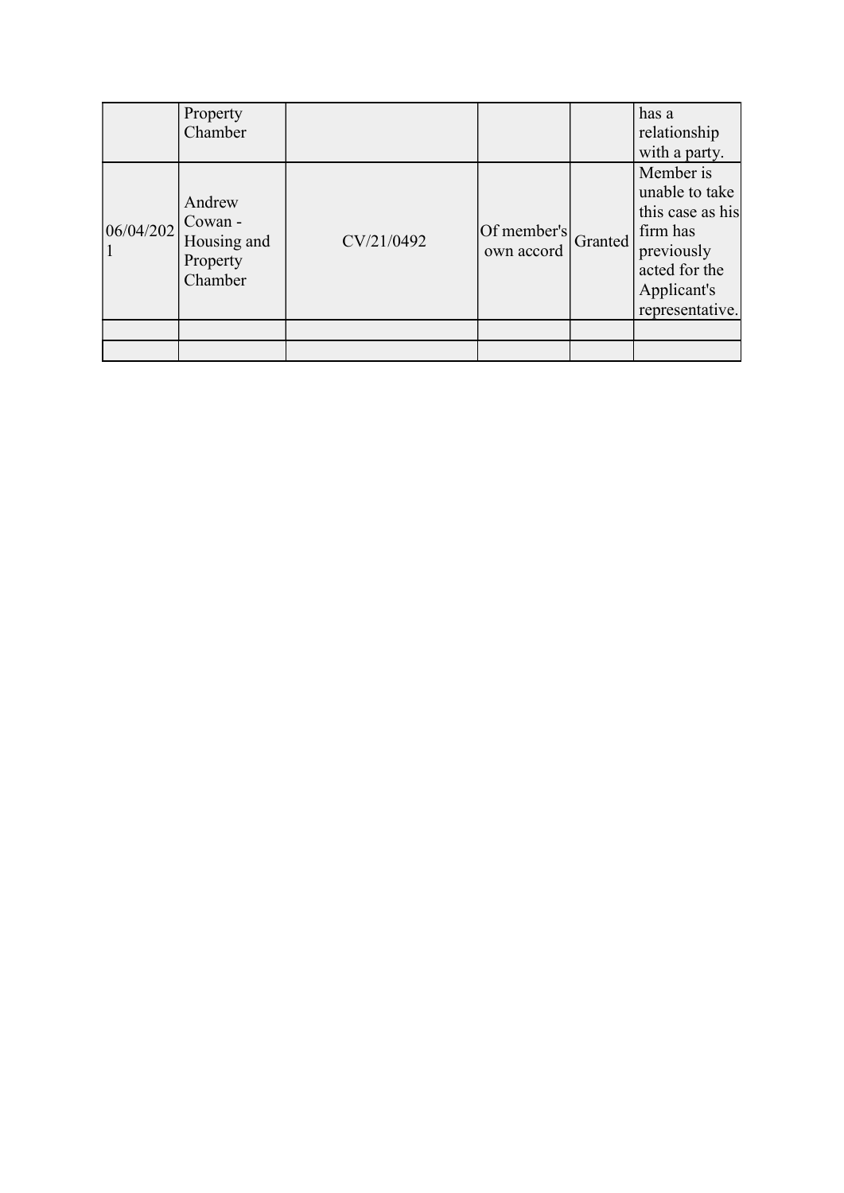| | | | | | |
|---|---|---|---|---|---|
| | Property Chamber | | | | has a relationship with a party. |
| 06/04/2021 | Andrew Cowan - Housing and Property Chamber | CV/21/0492 | Of member's own accord | Granted | Member is unable to take this case as his firm has previously acted for the Applicant's representative. |
| | | | | | |
| | | | | | |